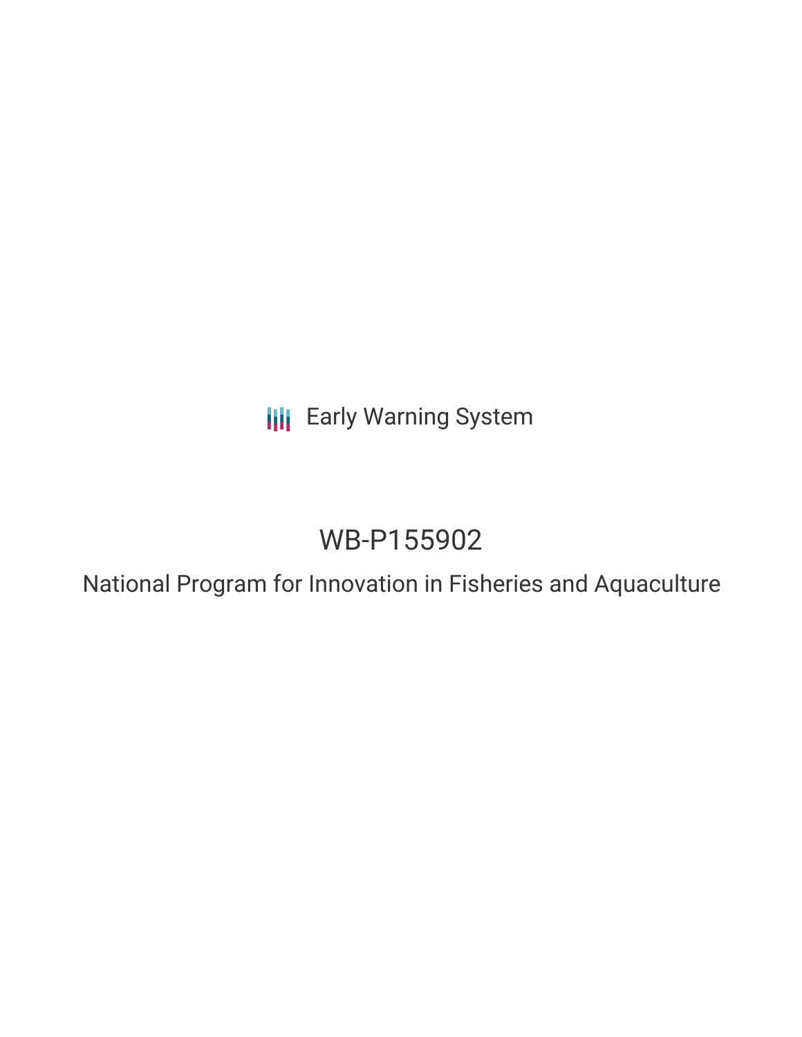Early Warning System

# WB-P155902

## National Program for Innovation in Fisheries and Aquaculture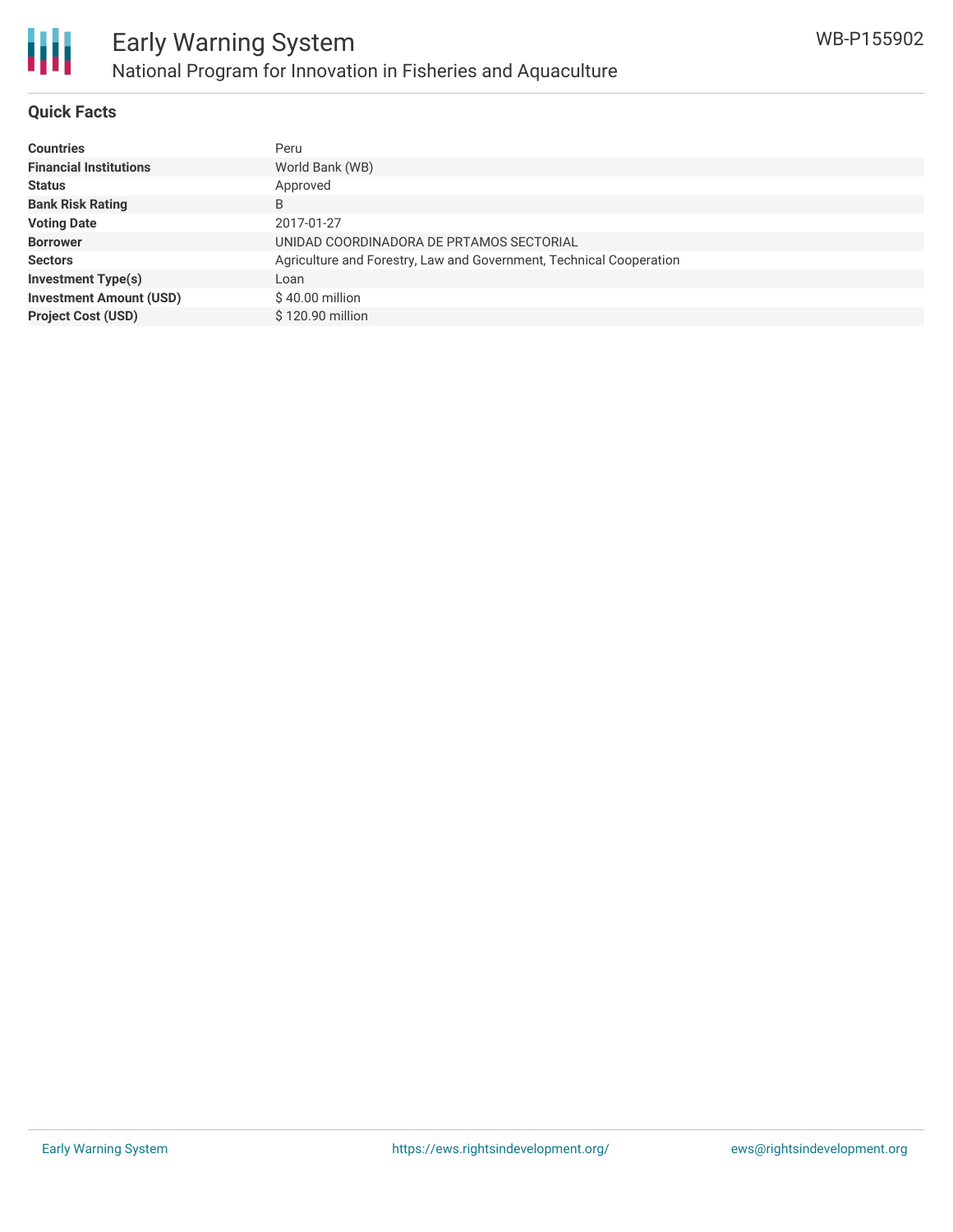## Quick Facts

| | |
|---|---|
| **Countries** | Peru |
| **Financial Institutions** | World Bank (WB) |
| **Status** | Approved |
| **Bank Risk Rating** | B |
| **Voting Date** | 2017-01-27 |
| **Borrower** | UNIDAD COORDINADORA DE PRTAMOS SECTORIAL |
| **Sectors** | Agriculture and Forestry, Law and Government, Technical Cooperation |
| **Investment Type(s)** | Loan |
| **Investment Amount (USD)** | $ 40.00 million |
| **Project Cost (USD)** | $ 120.90 million |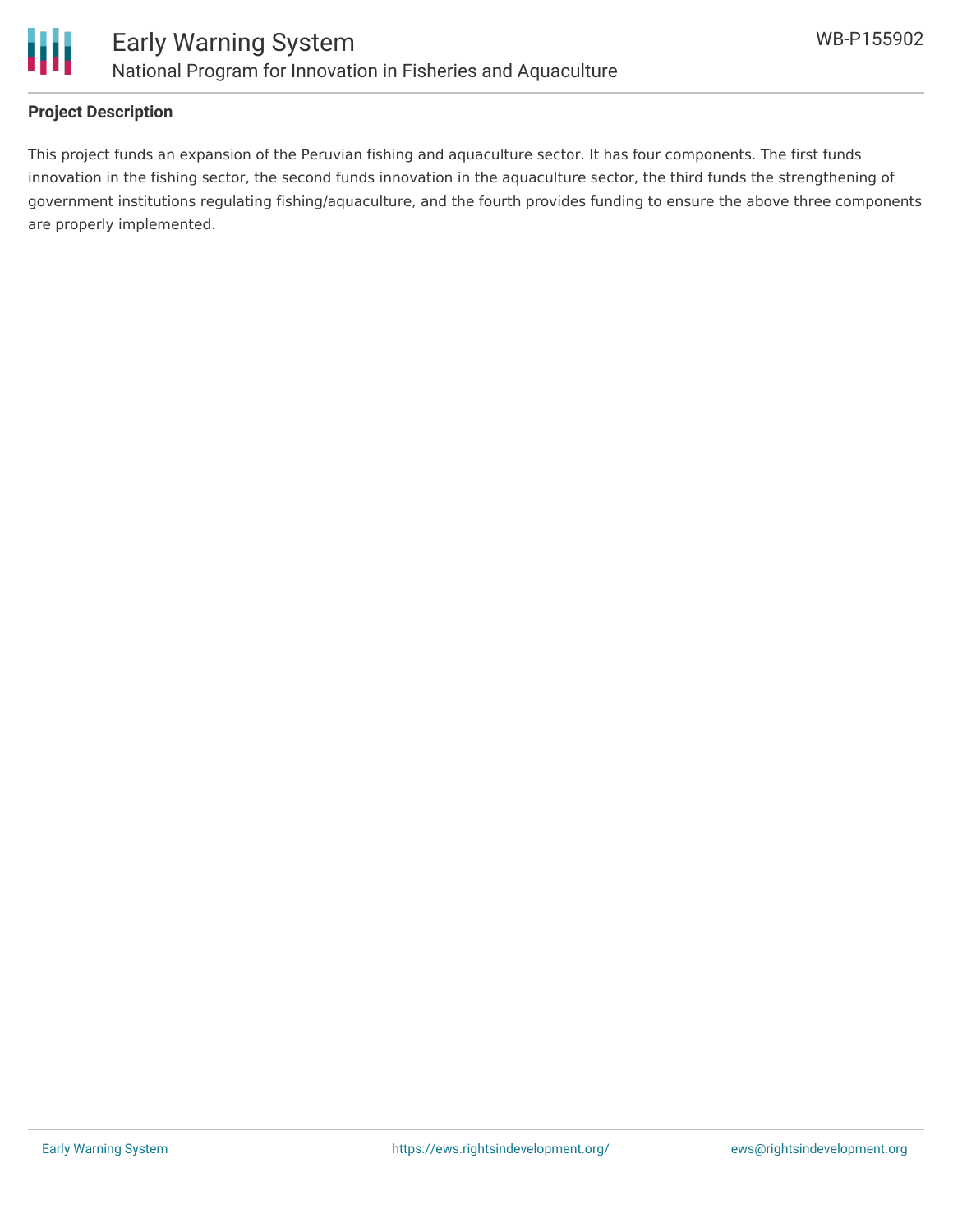## Project Description

This project funds an expansion of the Peruvian fishing and aquaculture sector. It has four components. The first funds innovation in the fishing sector, the second funds innovation in the aquaculture sector, the third funds the strengthening of government institutions regulating fishing/aquaculture, and the fourth provides funding to ensure the above three components are properly implemented.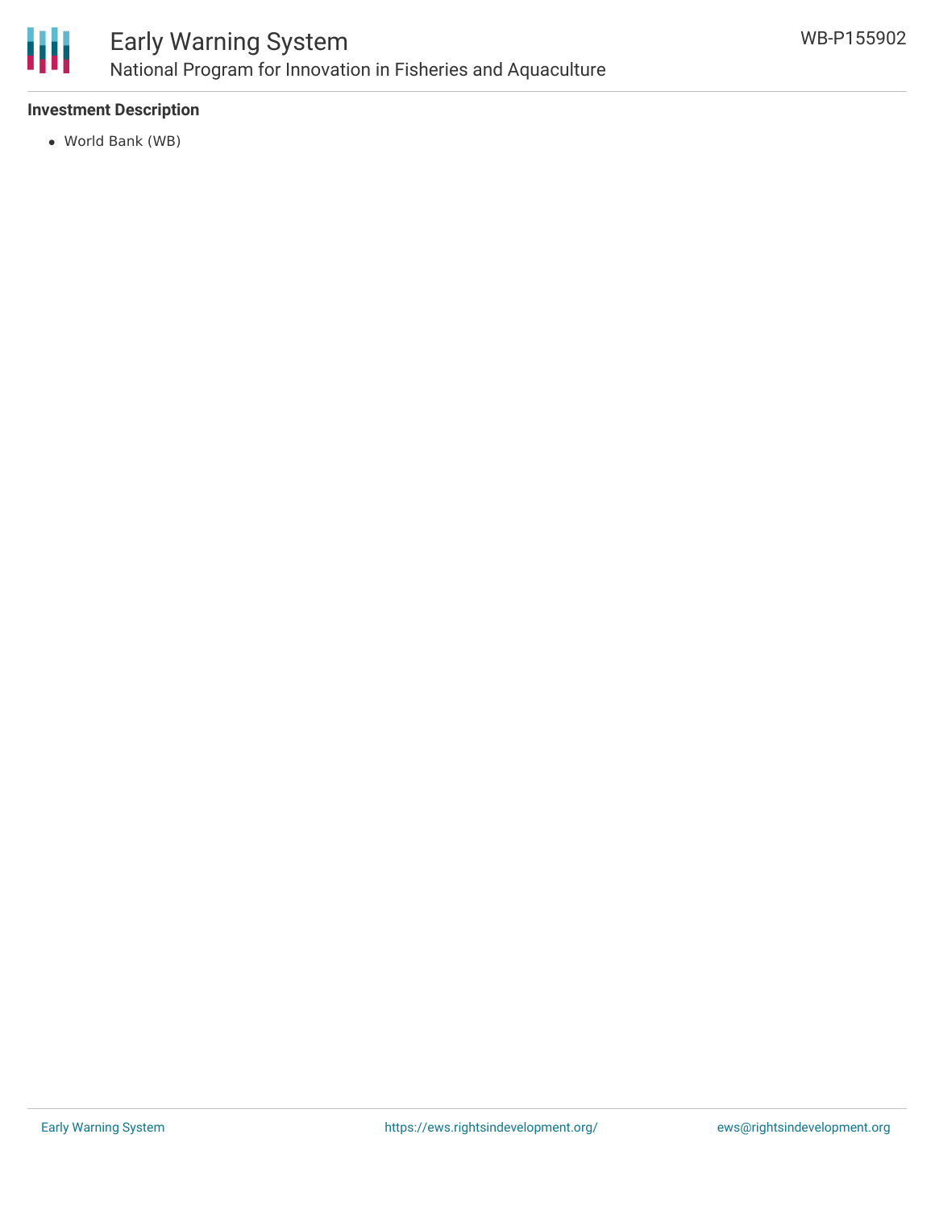**Investment Description**

- World Bank (WB)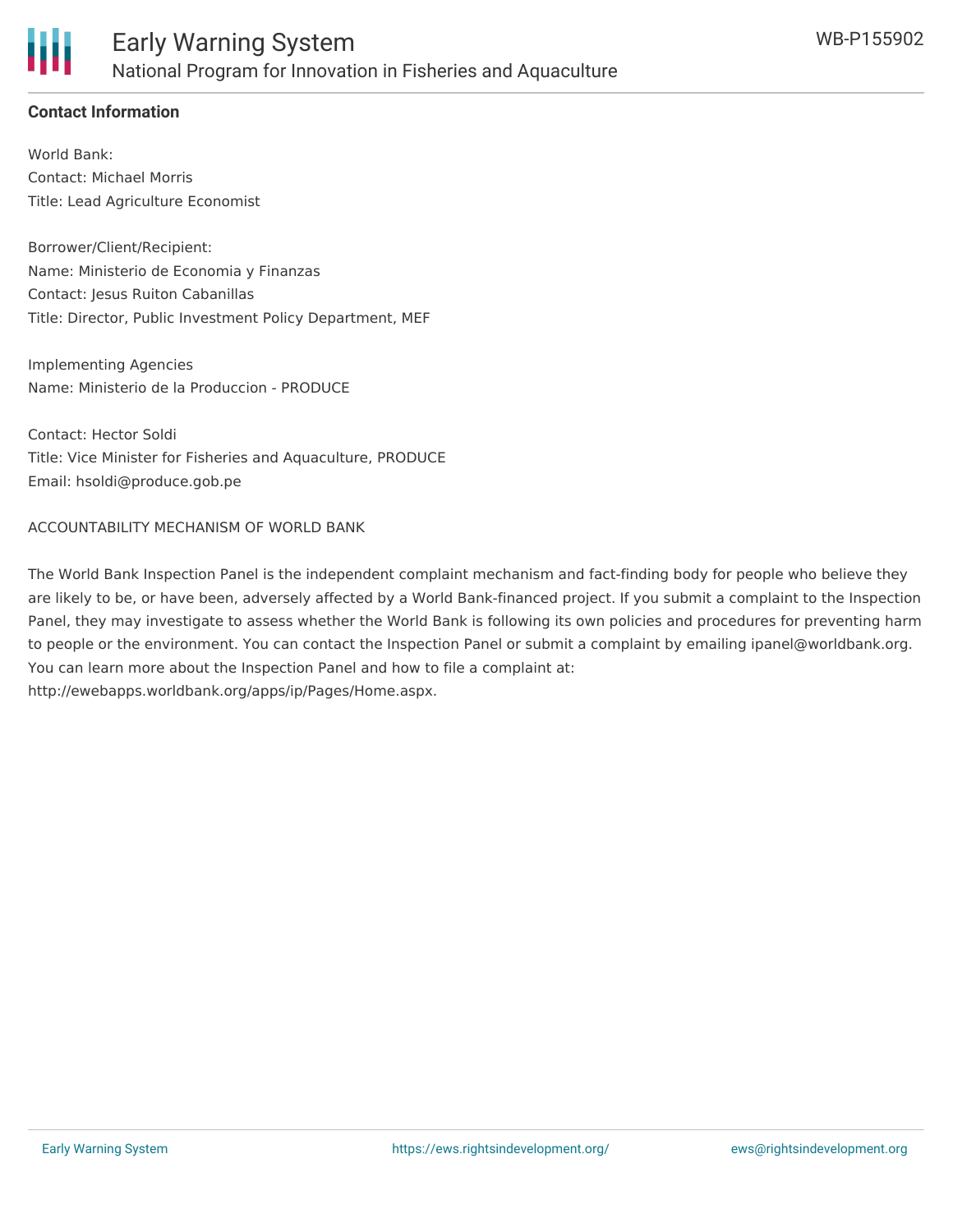## Contact Information

World Bank:
Contact: Michael Morris
Title: Lead Agriculture Economist

Borrower/Client/Recipient:
Name: Ministerio de Economia y Finanzas
Contact: Jesus Ruiton Cabanillas
Title: Director, Public Investment Policy Department, MEF

Implementing Agencies
Name: Ministerio de la Produccion - PRODUCE

Contact: Hector Soldi
Title: Vice Minister for Fisheries and Aquaculture, PRODUCE
Email: hsoldi@produce.gob.pe

ACCOUNTABILITY MECHANISM OF WORLD BANK

The World Bank Inspection Panel is the independent complaint mechanism and fact-finding body for people who believe they are likely to be, or have been, adversely affected by a World Bank-financed project. If you submit a complaint to the Inspection Panel, they may investigate to assess whether the World Bank is following its own policies and procedures for preventing harm to people or the environment. You can contact the Inspection Panel or submit a complaint by emailing ipanel@worldbank.org. You can learn more about the Inspection Panel and how to file a complaint at: http://ewebapps.worldbank.org/apps/ip/Pages/Home.aspx.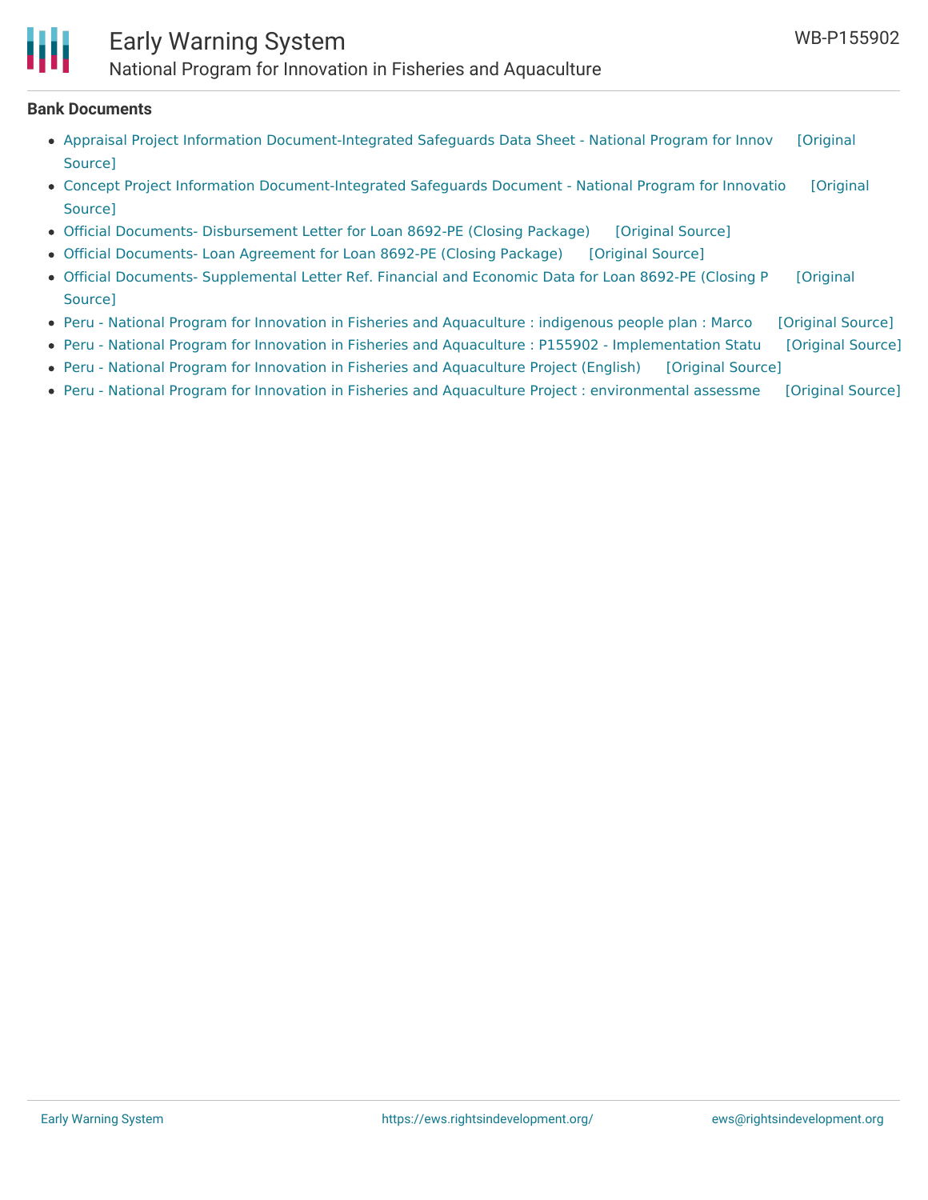**Bank Documents**

- Appraisal Project Information Document-Integrated Safeguards Data Sheet - National Program for Innov [Original Source]
- Concept Project Information Document-Integrated Safeguards Document - National Program for Innovatio [Original Source]
- Official Documents- Disbursement Letter for Loan 8692-PE (Closing Package) [Original Source]
- Official Documents- Loan Agreement for Loan 8692-PE (Closing Package) [Original Source]
- Official Documents- Supplemental Letter Ref. Financial and Economic Data for Loan 8692-PE (Closing P [Original Source]
- Peru - National Program for Innovation in Fisheries and Aquaculture : indigenous people plan : Marco [Original Source]
- Peru - National Program for Innovation in Fisheries and Aquaculture : P155902 - Implementation Statu [Original Source]
- Peru - National Program for Innovation in Fisheries and Aquaculture Project (English) [Original Source]
- Peru - National Program for Innovation in Fisheries and Aquaculture Project : environmental assessme [Original Source]